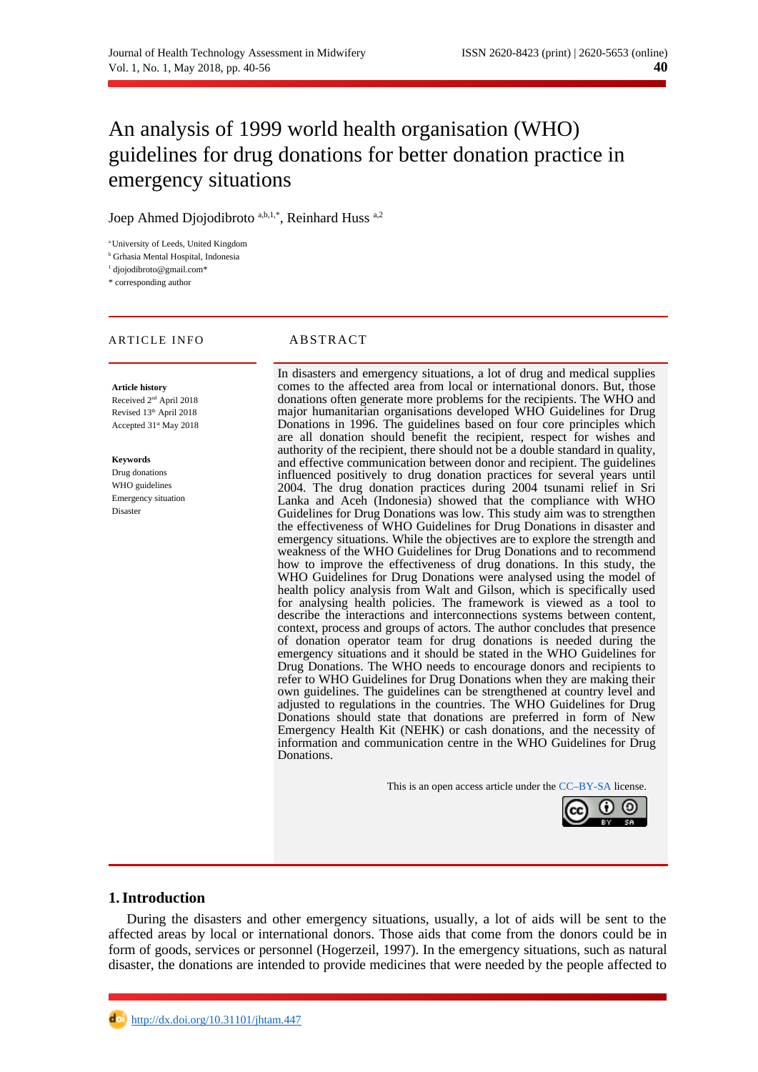# An analysis of 1999 world health organisation (WHO) guidelines for drug donations for better donation practice in emergency situations

Joep Ahmed Djojodibroto [a,b,1,*], Reinhard Huss [a,2]

[a] University of Leeds, United Kingdom
[b] Grhasia Mental Hospital, Indonesia
[1] djojodibroto@gmail.com*
* corresponding author

**ARTICLE INFO**

**Article history**
Received 2nd April 2018
Revised 13th April 2018
Accepted 31st May 2018

**Keywords**
Drug donations
WHO guidelines
Emergency situation
Disaster

**ABSTRACT**

In disasters and emergency situations, a lot of drug and medical supplies comes to the affected area from local or international donors. But, those donations often generate more problems for the recipients. The WHO and major humanitarian organisations developed WHO Guidelines for Drug Donations in 1996. The guidelines based on four core principles which are all donation should benefit the recipient, respect for wishes and authority of the recipient, there should not be a double standard in quality, and effective communication between donor and recipient. The guidelines influenced positively to drug donation practices for several years until 2004. The drug donation practices during 2004 tsunami relief in Sri Lanka and Aceh (Indonesia) showed that the compliance with WHO Guidelines for Drug Donations was low. This study aim was to strengthen the effectiveness of WHO Guidelines for Drug Donations in disaster and emergency situations. While the objectives are to explore the strength and weakness of the WHO Guidelines for Drug Donations and to recommend how to improve the effectiveness of drug donations. In this study, the WHO Guidelines for Drug Donations were analysed using the model of health policy analysis from Walt and Gilson, which is specifically used for analysing health policies. The framework is viewed as a tool to describe the interactions and interconnections systems between content, context, process and groups of actors. The author concludes that presence of donation operator team for drug donations is needed during the emergency situations and it should be stated in the WHO Guidelines for Drug Donations. The WHO needs to encourage donors and recipients to refer to WHO Guidelines for Drug Donations when they are making their own guidelines. The guidelines can be strengthened at country level and adjusted to regulations in the countries. The WHO Guidelines for Drug Donations should state that donations are preferred in form of New Emergency Health Kit (NEHK) or cash donations, and the necessity of information and communication centre in the WHO Guidelines for Drug Donations.

This is an open access article under the CC–BY-SA license.

## 1. Introduction

During the disasters and other emergency situations, usually, a lot of aids will be sent to the affected areas by local or international donors. Those aids that come from the donors could be in form of goods, services or personnel (Hogerzeil, 1997). In the emergency situations, such as natural disaster, the donations are intended to provide medicines that were needed by the people affected to

http://dx.doi.org/10.31101/jhtam.447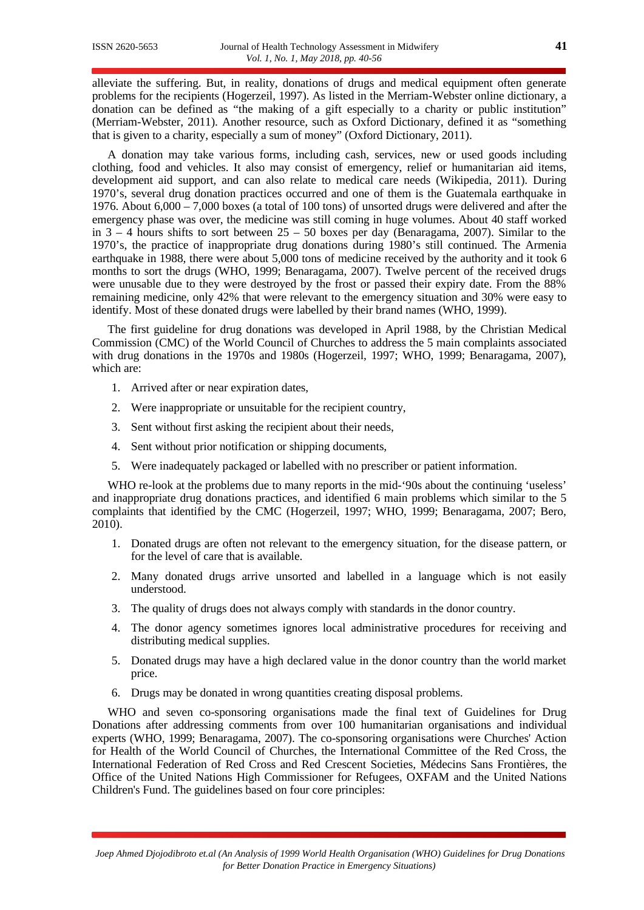alleviate the suffering. But, in reality, donations of drugs and medical equipment often generate problems for the recipients (Hogerzeil, 1997). As listed in the Merriam-Webster online dictionary, a donation can be defined as "the making of a gift especially to a charity or public institution" (Merriam-Webster, 2011). Another resource, such as Oxford Dictionary, defined it as "something that is given to a charity, especially a sum of money" (Oxford Dictionary, 2011).

A donation may take various forms, including cash, services, new or used goods including clothing, food and vehicles. It also may consist of emergency, relief or humanitarian aid items, development aid support, and can also relate to medical care needs (Wikipedia, 2011). During 1970's, several drug donation practices occurred and one of them is the Guatemala earthquake in 1976. About 6,000 – 7,000 boxes (a total of 100 tons) of unsorted drugs were delivered and after the emergency phase was over, the medicine was still coming in huge volumes. About 40 staff worked in 3 – 4 hours shifts to sort between 25 – 50 boxes per day (Benaragama, 2007). Similar to the 1970's, the practice of inappropriate drug donations during 1980's still continued. The Armenia earthquake in 1988, there were about 5,000 tons of medicine received by the authority and it took 6 months to sort the drugs (WHO, 1999; Benaragama, 2007). Twelve percent of the received drugs were unusable due to they were destroyed by the frost or passed their expiry date. From the 88% remaining medicine, only 42% that were relevant to the emergency situation and 30% were easy to identify. Most of these donated drugs were labelled by their brand names (WHO, 1999).

The first guideline for drug donations was developed in April 1988, by the Christian Medical Commission (CMC) of the World Council of Churches to address the 5 main complaints associated with drug donations in the 1970s and 1980s (Hogerzeil, 1997; WHO, 1999; Benaragama, 2007), which are:

1. Arrived after or near expiration dates,
2. Were inappropriate or unsuitable for the recipient country,
3. Sent without first asking the recipient about their needs,
4. Sent without prior notification or shipping documents,
5. Were inadequately packaged or labelled with no prescriber or patient information.

WHO re-look at the problems due to many reports in the mid-'90s about the continuing 'useless' and inappropriate drug donations practices, and identified 6 main problems which similar to the 5 complaints that identified by the CMC (Hogerzeil, 1997; WHO, 1999; Benaragama, 2007; Bero, 2010).

1. Donated drugs are often not relevant to the emergency situation, for the disease pattern, or for the level of care that is available.
2. Many donated drugs arrive unsorted and labelled in a language which is not easily understood.
3. The quality of drugs does not always comply with standards in the donor country.
4. The donor agency sometimes ignores local administrative procedures for receiving and distributing medical supplies.
5. Donated drugs may have a high declared value in the donor country than the world market price.
6. Drugs may be donated in wrong quantities creating disposal problems.

WHO and seven co-sponsoring organisations made the final text of Guidelines for Drug Donations after addressing comments from over 100 humanitarian organisations and individual experts (WHO, 1999; Benaragama, 2007). The co-sponsoring organisations were Churches' Action for Health of the World Council of Churches, the International Committee of the Red Cross, the International Federation of Red Cross and Red Crescent Societies, Médecins Sans Frontières, the Office of the United Nations High Commissioner for Refugees, OXFAM and the United Nations Children's Fund. The guidelines based on four core principles: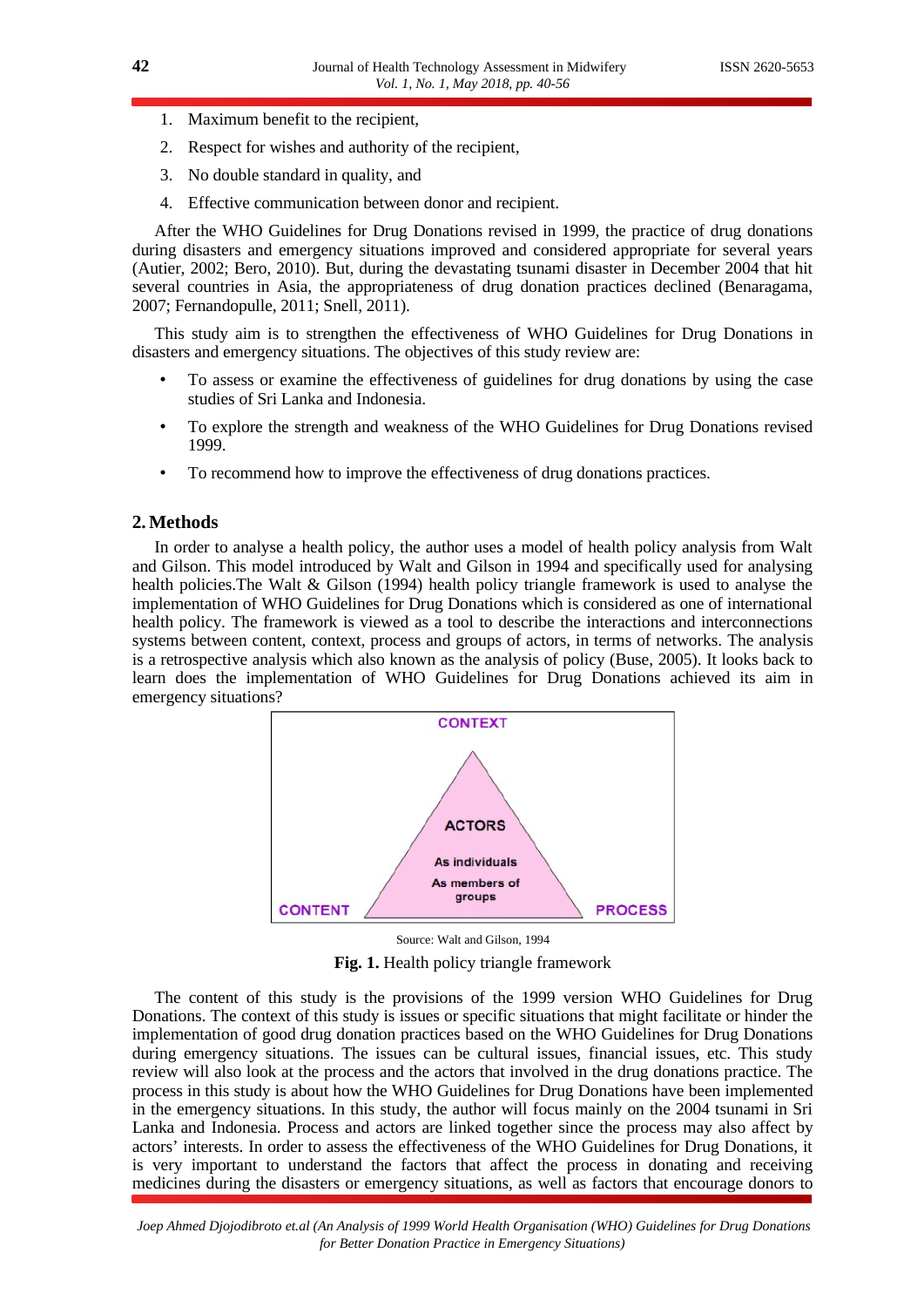1. Maximum benefit to the recipient,
2. Respect for wishes and authority of the recipient,
3. No double standard in quality, and
4. Effective communication between donor and recipient.

After the WHO Guidelines for Drug Donations revised in 1999, the practice of drug donations during disasters and emergency situations improved and considered appropriate for several years (Autier, 2002; Bero, 2010). But, during the devastating tsunami disaster in December 2004 that hit several countries in Asia, the appropriateness of drug donation practices declined (Benaragama, 2007; Fernandopulle, 2011; Snell, 2011).

This study aim is to strengthen the effectiveness of WHO Guidelines for Drug Donations in disasters and emergency situations. The objectives of this study review are:

- To assess or examine the effectiveness of guidelines for drug donations by using the case studies of Sri Lanka and Indonesia.
- To explore the strength and weakness of the WHO Guidelines for Drug Donations revised 1999.
- To recommend how to improve the effectiveness of drug donations practices.

## 2. Methods

In order to analyse a health policy, the author uses a model of health policy analysis from Walt and Gilson. This model introduced by Walt and Gilson in 1994 and specifically used for analysing health policies.The Walt & Gilson (1994) health policy triangle framework is used to analyse the implementation of WHO Guidelines for Drug Donations which is considered as one of international health policy. The framework is viewed as a tool to describe the interactions and interconnections systems between content, context, process and groups of actors, in terms of networks. The analysis is a retrospective analysis which also known as the analysis of policy (Buse, 2005). It looks back to learn does the implementation of WHO Guidelines for Drug Donations achieved its aim in emergency situations?

CONTEXT

ACTORS

As individuals

As members of groups

CONTENT

PROCESS

Source: Walt and Gilson, 1994

**Fig. 1.** Health policy triangle framework

The content of this study is the provisions of the 1999 version WHO Guidelines for Drug Donations. The context of this study is issues or specific situations that might facilitate or hinder the implementation of good drug donation practices based on the WHO Guidelines for Drug Donations during emergency situations. The issues can be cultural issues, financial issues, etc. This study review will also look at the process and the actors that involved in the drug donations practice. The process in this study is about how the WHO Guidelines for Drug Donations have been implemented in the emergency situations. In this study, the author will focus mainly on the 2004 tsunami in Sri Lanka and Indonesia. Process and actors are linked together since the process may also affect by actors' interests. In order to assess the effectiveness of the WHO Guidelines for Drug Donations, it is very important to understand the factors that affect the process in donating and receiving medicines during the disasters or emergency situations, as well as factors that encourage donors to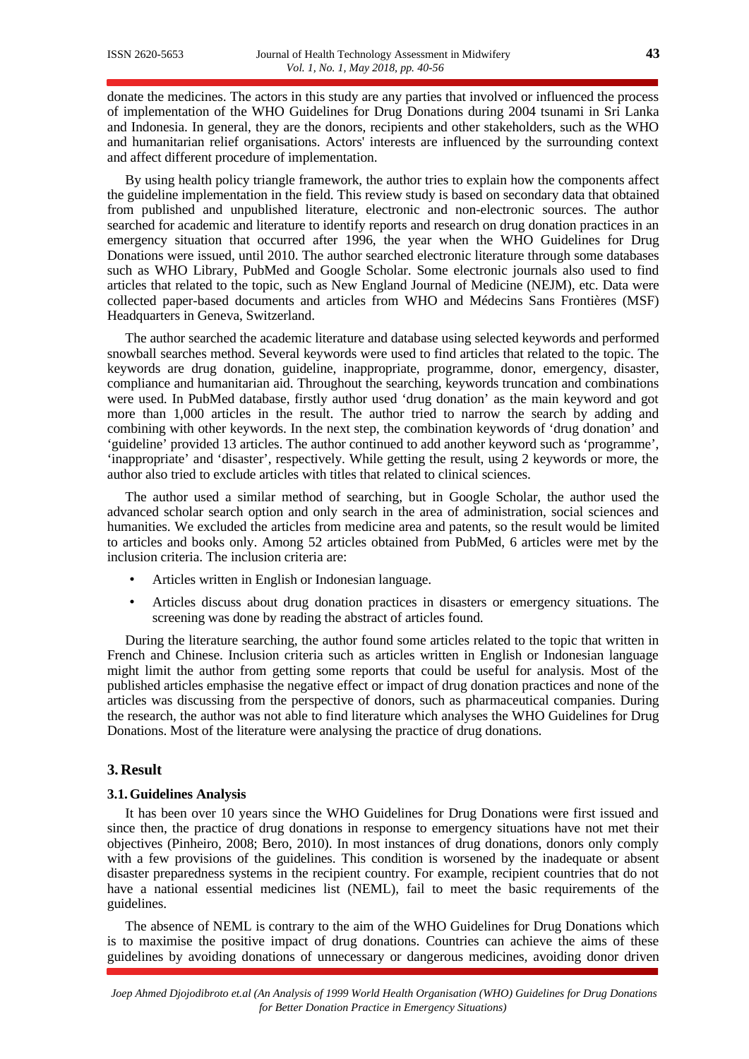donate the medicines. The actors in this study are any parties that involved or influenced the process of implementation of the WHO Guidelines for Drug Donations during 2004 tsunami in Sri Lanka and Indonesia. In general, they are the donors, recipients and other stakeholders, such as the WHO and humanitarian relief organisations. Actors' interests are influenced by the surrounding context and affect different procedure of implementation.

By using health policy triangle framework, the author tries to explain how the components affect the guideline implementation in the field. This review study is based on secondary data that obtained from published and unpublished literature, electronic and non-electronic sources. The author searched for academic and literature to identify reports and research on drug donation practices in an emergency situation that occurred after 1996, the year when the WHO Guidelines for Drug Donations were issued, until 2010. The author searched electronic literature through some databases such as WHO Library, PubMed and Google Scholar. Some electronic journals also used to find articles that related to the topic, such as New England Journal of Medicine (NEJM), etc. Data were collected paper-based documents and articles from WHO and Médecins Sans Frontières (MSF) Headquarters in Geneva, Switzerland.

The author searched the academic literature and database using selected keywords and performed snowball searches method. Several keywords were used to find articles that related to the topic. The keywords are drug donation, guideline, inappropriate, programme, donor, emergency, disaster, compliance and humanitarian aid. Throughout the searching, keywords truncation and combinations were used. In PubMed database, firstly author used 'drug donation' as the main keyword and got more than 1,000 articles in the result. The author tried to narrow the search by adding and combining with other keywords. In the next step, the combination keywords of 'drug donation' and 'guideline' provided 13 articles. The author continued to add another keyword such as 'programme', 'inappropriate' and 'disaster', respectively. While getting the result, using 2 keywords or more, the author also tried to exclude articles with titles that related to clinical sciences.

The author used a similar method of searching, but in Google Scholar, the author used the advanced scholar search option and only search in the area of administration, social sciences and humanities. We excluded the articles from medicine area and patents, so the result would be limited to articles and books only. Among 52 articles obtained from PubMed, 6 articles were met by the inclusion criteria. The inclusion criteria are:

- Articles written in English or Indonesian language.
- Articles discuss about drug donation practices in disasters or emergency situations. The screening was done by reading the abstract of articles found.

During the literature searching, the author found some articles related to the topic that written in French and Chinese. Inclusion criteria such as articles written in English or Indonesian language might limit the author from getting some reports that could be useful for analysis. Most of the published articles emphasise the negative effect or impact of drug donation practices and none of the articles was discussing from the perspective of donors, such as pharmaceutical companies. During the research, the author was not able to find literature which analyses the WHO Guidelines for Drug Donations. Most of the literature were analysing the practice of drug donations.

## 3. Result

### 3.1. Guidelines Analysis

It has been over 10 years since the WHO Guidelines for Drug Donations were first issued and since then, the practice of drug donations in response to emergency situations have not met their objectives (Pinheiro, 2008; Bero, 2010). In most instances of drug donations, donors only comply with a few provisions of the guidelines. This condition is worsened by the inadequate or absent disaster preparedness systems in the recipient country. For example, recipient countries that do not have a national essential medicines list (NEML), fail to meet the basic requirements of the guidelines.

The absence of NEML is contrary to the aim of the WHO Guidelines for Drug Donations which is to maximise the positive impact of drug donations. Countries can achieve the aims of these guidelines by avoiding donations of unnecessary or dangerous medicines, avoiding donor driven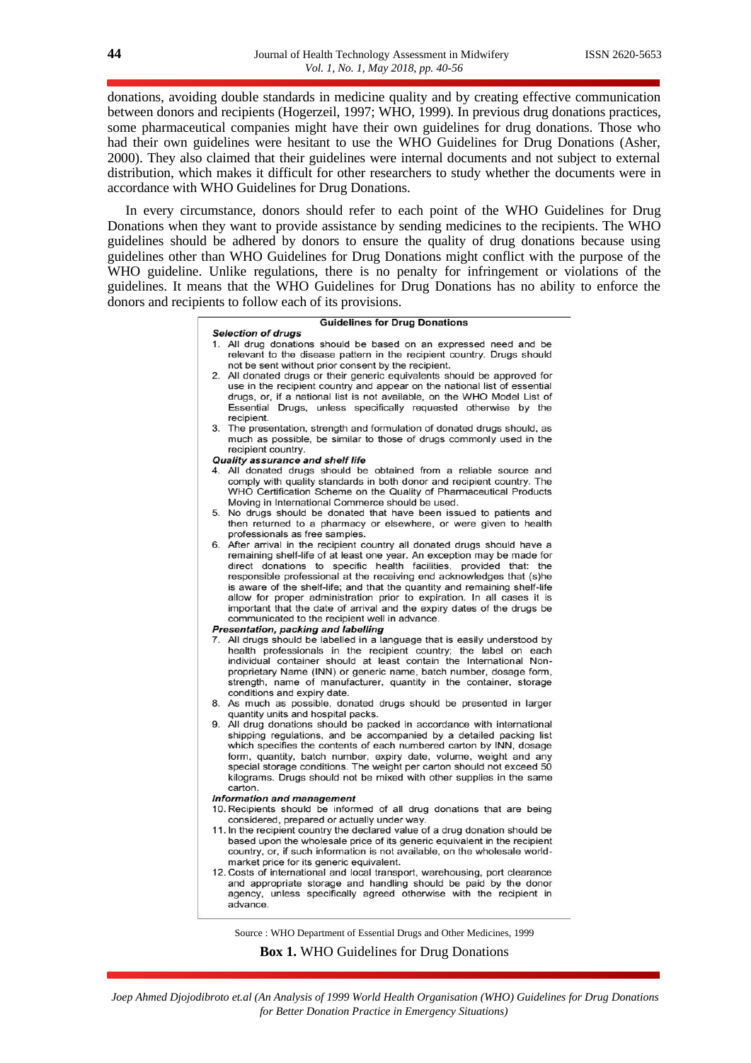donations, avoiding double standards in medicine quality and by creating effective communication between donors and recipients (Hogerzeil, 1997; WHO, 1999). In previous drug donations practices, some pharmaceutical companies might have their own guidelines for drug donations. Those who had their own guidelines were hesitant to use the WHO Guidelines for Drug Donations (Asher, 2000). They also claimed that their guidelines were internal documents and not subject to external distribution, which makes it difficult for other researchers to study whether the documents were in accordance with WHO Guidelines for Drug Donations.

In every circumstance, donors should refer to each point of the WHO Guidelines for Drug Donations when they want to provide assistance by sending medicines to the recipients. The WHO guidelines should be adhered by donors to ensure the quality of drug donations because using guidelines other than WHO Guidelines for Drug Donations might conflict with the purpose of the WHO guideline. Unlike regulations, there is no penalty for infringement or violations of the guidelines. It means that the WHO Guidelines for Drug Donations has no ability to enforce the donors and recipients to follow each of its provisions.

**Guidelines for Drug Donations**

***Selection of drugs***

1. All drug donations should be based on an expressed need and be relevant to the disease pattern in the recipient country. Drugs should not be sent without prior consent by the recipient.
2. All donated drugs or their generic equivalents should be approved for use in the recipient country and appear on the national list of essential drugs, or, if a national list is not available, on the WHO Model List of Essential Drugs, unless specifically requested otherwise by the recipient.
3. The presentation, strength and formulation of donated drugs should, as much as possible, be similar to those of drugs commonly used in the recipient country.

***Quality assurance and shelf life***

4. All donated drugs should be obtained from a reliable source and comply with quality standards in both donor and recipient country. The WHO Certification Scheme on the Quality of Pharmaceutical Products Moving in International Commerce should be used.
5. No drugs should be donated that have been issued to patients and then returned to a pharmacy or elsewhere, or were given to health professionals as free samples.
6. After arrival in the recipient country all donated drugs should have a remaining shelf-life of at least one year. An exception may be made for direct donations to specific health facilities, provided that: the responsible professional at the receiving end acknowledges that (s)he is aware of the shelf-life; and that the quantity and remaining shelf-life allow for proper administration prior to expiration. In all cases it is important that the date of arrival and the expiry dates of the drugs be communicated to the recipient well in advance.

***Presentation, packing and labelling***

7. All drugs should be labelled in a language that is easily understood by health professionals in the recipient country; the label on each individual container should at least contain the International Non-proprietary Name (INN) or generic name, batch number, dosage form, strength, name of manufacturer, quantity in the container, storage conditions and expiry date.
8. As much as possible, donated drugs should be presented in larger quantity units and hospital packs.
9. All drug donations should be packed in accordance with international shipping regulations, and be accompanied by a detailed packing list which specifies the contents of each numbered carton by INN, dosage form, quantity, batch number, expiry date, volume, weight and any special storage conditions. The weight per carton should not exceed 50 kilograms. Drugs should not be mixed with other supplies in the same carton.

***Information and management***

10. Recipients should be informed of all drug donations that are being considered, prepared or actually under way.
11. In the recipient country the declared value of a drug donation should be based upon the wholesale price of its generic equivalent in the recipient country, or, if such information is not available, on the wholesale world-market price for its generic equivalent.
12. Costs of international and local transport, warehousing, port clearance and appropriate storage and handling should be paid by the donor agency, unless specifically agreed otherwise with the recipient in advance.

Source : WHO Department of Essential Drugs and Other Medicines, 1999

**Box 1.** WHO Guidelines for Drug Donations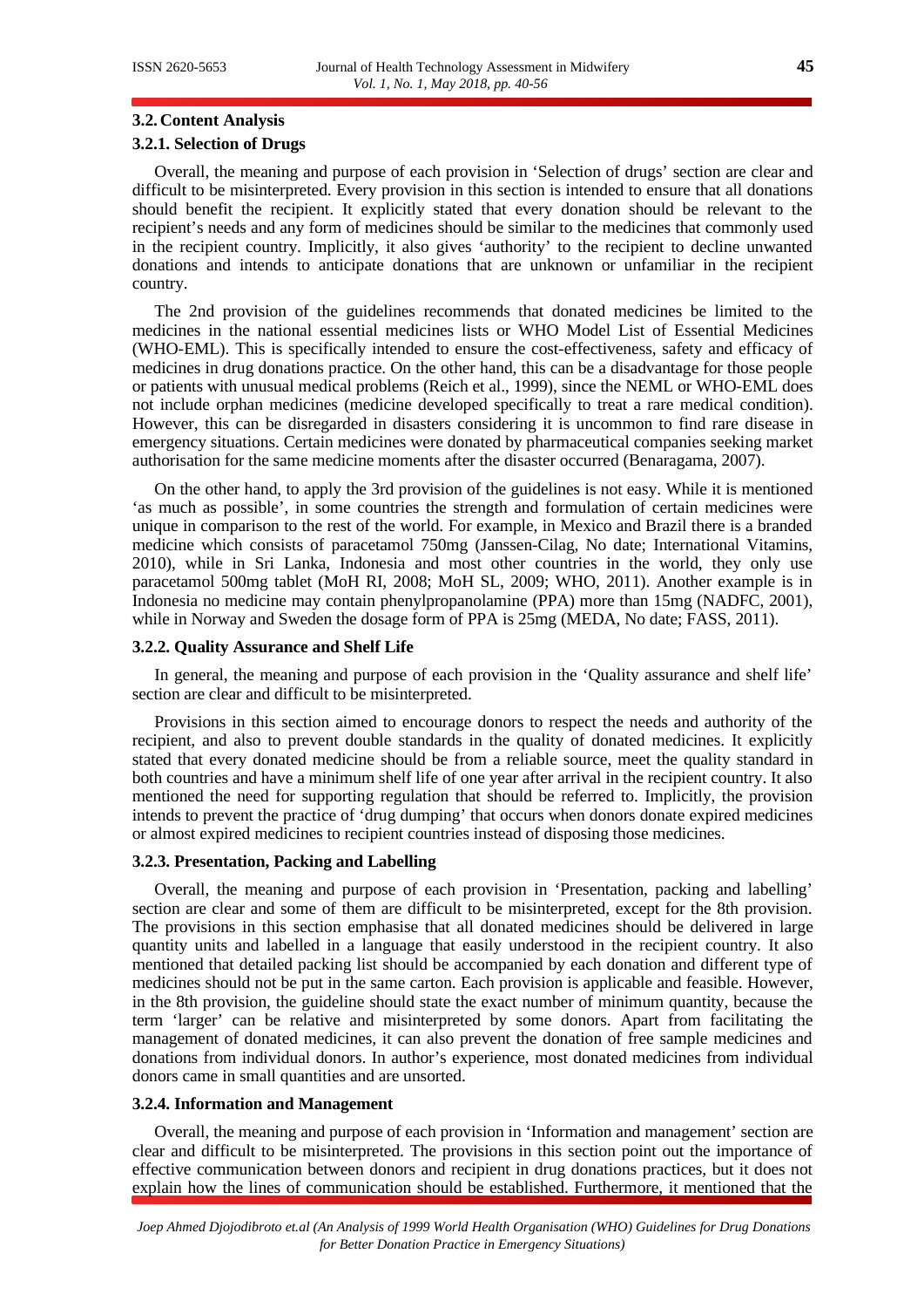### 3.2. Content Analysis

#### 3.2.1. Selection of Drugs

Overall, the meaning and purpose of each provision in 'Selection of drugs' section are clear and difficult to be misinterpreted. Every provision in this section is intended to ensure that all donations should benefit the recipient. It explicitly stated that every donation should be relevant to the recipient's needs and any form of medicines should be similar to the medicines that commonly used in the recipient country. Implicitly, it also gives 'authority' to the recipient to decline unwanted donations and intends to anticipate donations that are unknown or unfamiliar in the recipient country.

The 2nd provision of the guidelines recommends that donated medicines be limited to the medicines in the national essential medicines lists or WHO Model List of Essential Medicines (WHO-EML). This is specifically intended to ensure the cost-effectiveness, safety and efficacy of medicines in drug donations practice. On the other hand, this can be a disadvantage for those people or patients with unusual medical problems (Reich et al., 1999), since the NEML or WHO-EML does not include orphan medicines (medicine developed specifically to treat a rare medical condition). However, this can be disregarded in disasters considering it is uncommon to find rare disease in emergency situations. Certain medicines were donated by pharmaceutical companies seeking market authorisation for the same medicine moments after the disaster occurred (Benaragama, 2007).

On the other hand, to apply the 3rd provision of the guidelines is not easy. While it is mentioned 'as much as possible', in some countries the strength and formulation of certain medicines were unique in comparison to the rest of the world. For example, in Mexico and Brazil there is a branded medicine which consists of paracetamol 750mg (Janssen-Cilag, No date; International Vitamins, 2010), while in Sri Lanka, Indonesia and most other countries in the world, they only use paracetamol 500mg tablet (MoH RI, 2008; MoH SL, 2009; WHO, 2011). Another example is in Indonesia no medicine may contain phenylpropanolamine (PPA) more than 15mg (NADFC, 2001), while in Norway and Sweden the dosage form of PPA is 25mg (MEDA, No date; FASS, 2011).

#### 3.2.2. Quality Assurance and Shelf Life

In general, the meaning and purpose of each provision in the 'Quality assurance and shelf life' section are clear and difficult to be misinterpreted.

Provisions in this section aimed to encourage donors to respect the needs and authority of the recipient, and also to prevent double standards in the quality of donated medicines. It explicitly stated that every donated medicine should be from a reliable source, meet the quality standard in both countries and have a minimum shelf life of one year after arrival in the recipient country. It also mentioned the need for supporting regulation that should be referred to. Implicitly, the provision intends to prevent the practice of 'drug dumping' that occurs when donors donate expired medicines or almost expired medicines to recipient countries instead of disposing those medicines.

#### 3.2.3. Presentation, Packing and Labelling

Overall, the meaning and purpose of each provision in 'Presentation, packing and labelling' section are clear and some of them are difficult to be misinterpreted, except for the 8th provision. The provisions in this section emphasise that all donated medicines should be delivered in large quantity units and labelled in a language that easily understood in the recipient country. It also mentioned that detailed packing list should be accompanied by each donation and different type of medicines should not be put in the same carton. Each provision is applicable and feasible. However, in the 8th provision, the guideline should state the exact number of minimum quantity, because the term 'larger' can be relative and misinterpreted by some donors. Apart from facilitating the management of donated medicines, it can also prevent the donation of free sample medicines and donations from individual donors. In author's experience, most donated medicines from individual donors came in small quantities and are unsorted.

#### 3.2.4. Information and Management

Overall, the meaning and purpose of each provision in 'Information and management' section are clear and difficult to be misinterpreted. The provisions in this section point out the importance of effective communication between donors and recipient in drug donations practices, but it does not explain how the lines of communication should be established. Furthermore, it mentioned that the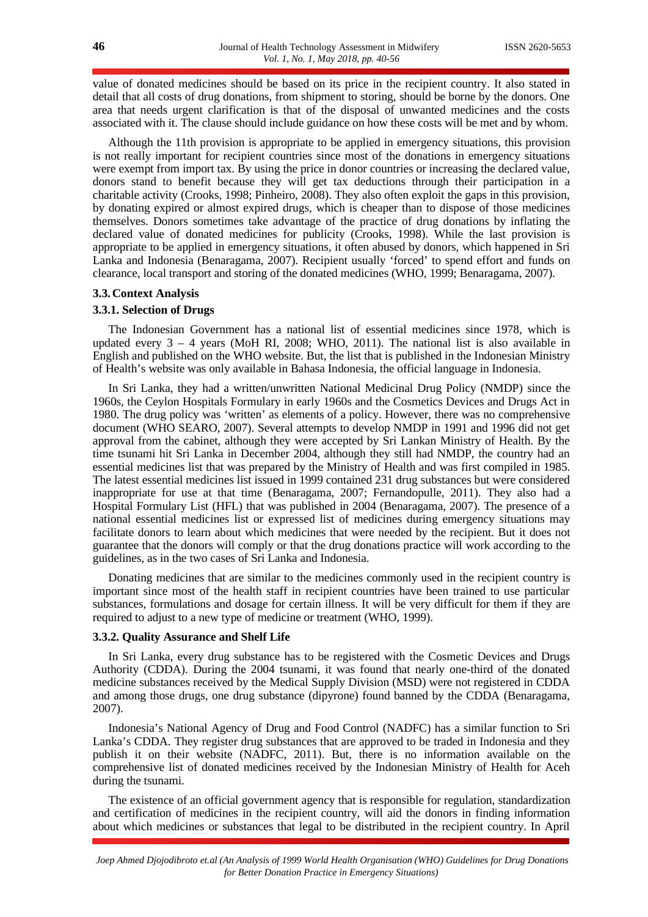value of donated medicines should be based on its price in the recipient country. It also stated in detail that all costs of drug donations, from shipment to storing, should be borne by the donors. One area that needs urgent clarification is that of the disposal of unwanted medicines and the costs associated with it. The clause should include guidance on how these costs will be met and by whom.

Although the 11th provision is appropriate to be applied in emergency situations, this provision is not really important for recipient countries since most of the donations in emergency situations were exempt from import tax. By using the price in donor countries or increasing the declared value, donors stand to benefit because they will get tax deductions through their participation in a charitable activity (Crooks, 1998; Pinheiro, 2008). They also often exploit the gaps in this provision, by donating expired or almost expired drugs, which is cheaper than to dispose of those medicines themselves. Donors sometimes take advantage of the practice of drug donations by inflating the declared value of donated medicines for publicity (Crooks, 1998). While the last provision is appropriate to be applied in emergency situations, it often abused by donors, which happened in Sri Lanka and Indonesia (Benaragama, 2007). Recipient usually 'forced' to spend effort and funds on clearance, local transport and storing of the donated medicines (WHO, 1999; Benaragama, 2007).

### 3.3. Context Analysis

#### 3.3.1. Selection of Drugs

The Indonesian Government has a national list of essential medicines since 1978, which is updated every 3 – 4 years (MoH RI, 2008; WHO, 2011). The national list is also available in English and published on the WHO website. But, the list that is published in the Indonesian Ministry of Health's website was only available in Bahasa Indonesia, the official language in Indonesia.

In Sri Lanka, they had a written/unwritten National Medicinal Drug Policy (NMDP) since the 1960s, the Ceylon Hospitals Formulary in early 1960s and the Cosmetics Devices and Drugs Act in 1980. The drug policy was 'written' as elements of a policy. However, there was no comprehensive document (WHO SEARO, 2007). Several attempts to develop NMDP in 1991 and 1996 did not get approval from the cabinet, although they were accepted by Sri Lankan Ministry of Health. By the time tsunami hit Sri Lanka in December 2004, although they still had NMDP, the country had an essential medicines list that was prepared by the Ministry of Health and was first compiled in 1985. The latest essential medicines list issued in 1999 contained 231 drug substances but were considered inappropriate for use at that time (Benaragama, 2007; Fernandopulle, 2011). They also had a Hospital Formulary List (HFL) that was published in 2004 (Benaragama, 2007). The presence of a national essential medicines list or expressed list of medicines during emergency situations may facilitate donors to learn about which medicines that were needed by the recipient. But it does not guarantee that the donors will comply or that the drug donations practice will work according to the guidelines, as in the two cases of Sri Lanka and Indonesia.

Donating medicines that are similar to the medicines commonly used in the recipient country is important since most of the health staff in recipient countries have been trained to use particular substances, formulations and dosage for certain illness. It will be very difficult for them if they are required to adjust to a new type of medicine or treatment (WHO, 1999).

#### 3.3.2. Quality Assurance and Shelf Life

In Sri Lanka, every drug substance has to be registered with the Cosmetic Devices and Drugs Authority (CDDA). During the 2004 tsunami, it was found that nearly one-third of the donated medicine substances received by the Medical Supply Division (MSD) were not registered in CDDA and among those drugs, one drug substance (dipyrone) found banned by the CDDA (Benaragama, 2007).

Indonesia's National Agency of Drug and Food Control (NADFC) has a similar function to Sri Lanka's CDDA. They register drug substances that are approved to be traded in Indonesia and they publish it on their website (NADFC, 2011). But, there is no information available on the comprehensive list of donated medicines received by the Indonesian Ministry of Health for Aceh during the tsunami.

The existence of an official government agency that is responsible for regulation, standardization and certification of medicines in the recipient country, will aid the donors in finding information about which medicines or substances that legal to be distributed in the recipient country. In April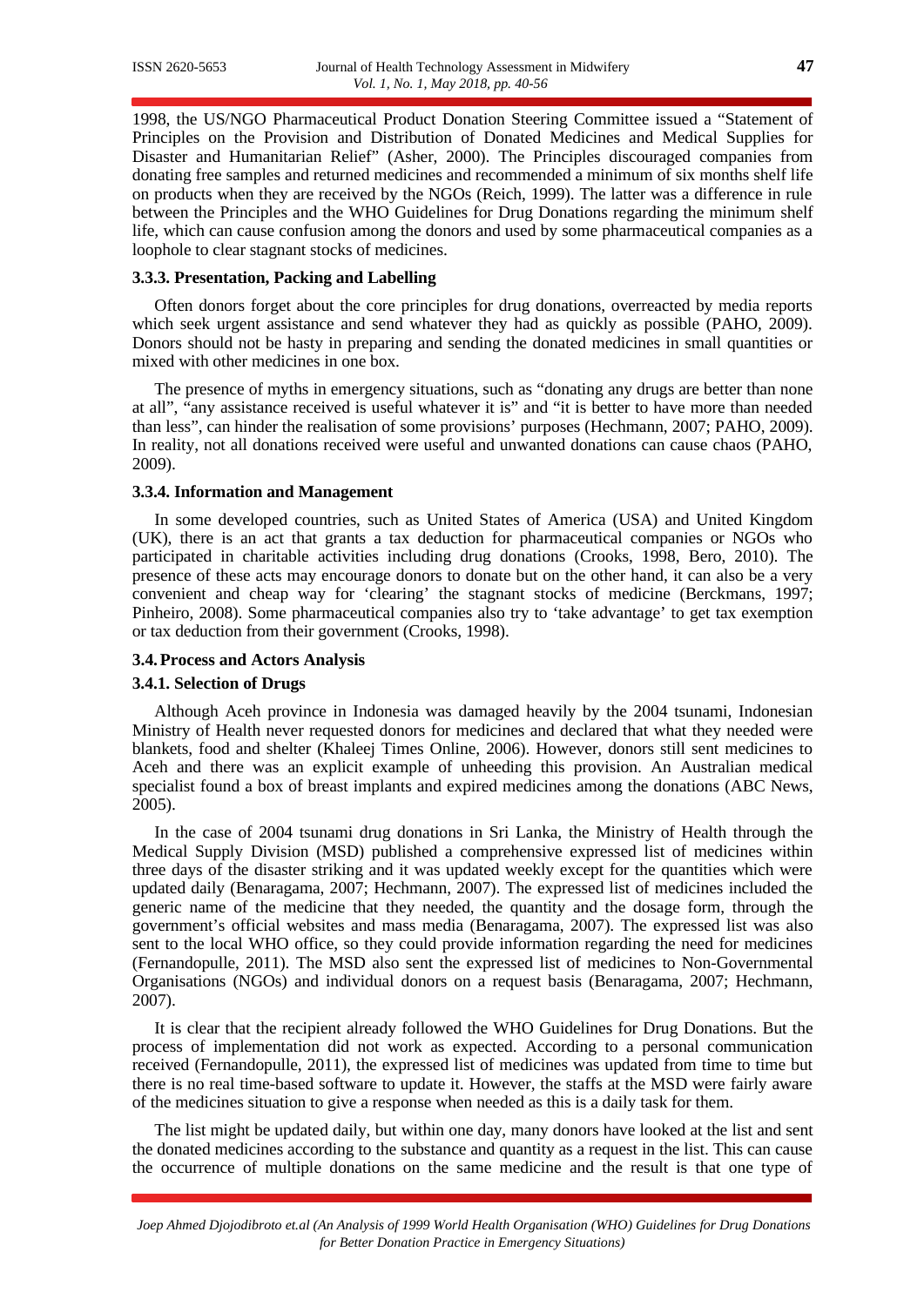1998, the US/NGO Pharmaceutical Product Donation Steering Committee issued a "Statement of Principles on the Provision and Distribution of Donated Medicines and Medical Supplies for Disaster and Humanitarian Relief" (Asher, 2000). The Principles discouraged companies from donating free samples and returned medicines and recommended a minimum of six months shelf life on products when they are received by the NGOs (Reich, 1999). The latter was a difference in rule between the Principles and the WHO Guidelines for Drug Donations regarding the minimum shelf life, which can cause confusion among the donors and used by some pharmaceutical companies as a loophole to clear stagnant stocks of medicines.

#### 3.3.3. Presentation, Packing and Labelling

Often donors forget about the core principles for drug donations, overreacted by media reports which seek urgent assistance and send whatever they had as quickly as possible (PAHO, 2009). Donors should not be hasty in preparing and sending the donated medicines in small quantities or mixed with other medicines in one box.

The presence of myths in emergency situations, such as "donating any drugs are better than none at all", "any assistance received is useful whatever it is" and "it is better to have more than needed than less", can hinder the realisation of some provisions' purposes (Hechmann, 2007; PAHO, 2009). In reality, not all donations received were useful and unwanted donations can cause chaos (PAHO, 2009).

#### 3.3.4. Information and Management

In some developed countries, such as United States of America (USA) and United Kingdom (UK), there is an act that grants a tax deduction for pharmaceutical companies or NGOs who participated in charitable activities including drug donations (Crooks, 1998, Bero, 2010). The presence of these acts may encourage donors to donate but on the other hand, it can also be a very convenient and cheap way for 'clearing' the stagnant stocks of medicine (Berckmans, 1997; Pinheiro, 2008). Some pharmaceutical companies also try to 'take advantage' to get tax exemption or tax deduction from their government (Crooks, 1998).

### 3.4. Process and Actors Analysis

#### 3.4.1. Selection of Drugs

Although Aceh province in Indonesia was damaged heavily by the 2004 tsunami, Indonesian Ministry of Health never requested donors for medicines and declared that what they needed were blankets, food and shelter (Khaleej Times Online, 2006). However, donors still sent medicines to Aceh and there was an explicit example of unheeding this provision. An Australian medical specialist found a box of breast implants and expired medicines among the donations (ABC News, 2005).

In the case of 2004 tsunami drug donations in Sri Lanka, the Ministry of Health through the Medical Supply Division (MSD) published a comprehensive expressed list of medicines within three days of the disaster striking and it was updated weekly except for the quantities which were updated daily (Benaragama, 2007; Hechmann, 2007). The expressed list of medicines included the generic name of the medicine that they needed, the quantity and the dosage form, through the government's official websites and mass media (Benaragama, 2007). The expressed list was also sent to the local WHO office, so they could provide information regarding the need for medicines (Fernandopulle, 2011). The MSD also sent the expressed list of medicines to Non-Governmental Organisations (NGOs) and individual donors on a request basis (Benaragama, 2007; Hechmann, 2007).

It is clear that the recipient already followed the WHO Guidelines for Drug Donations. But the process of implementation did not work as expected. According to a personal communication received (Fernandopulle, 2011), the expressed list of medicines was updated from time to time but there is no real time-based software to update it. However, the staffs at the MSD were fairly aware of the medicines situation to give a response when needed as this is a daily task for them.

The list might be updated daily, but within one day, many donors have looked at the list and sent the donated medicines according to the substance and quantity as a request in the list. This can cause the occurrence of multiple donations on the same medicine and the result is that one type of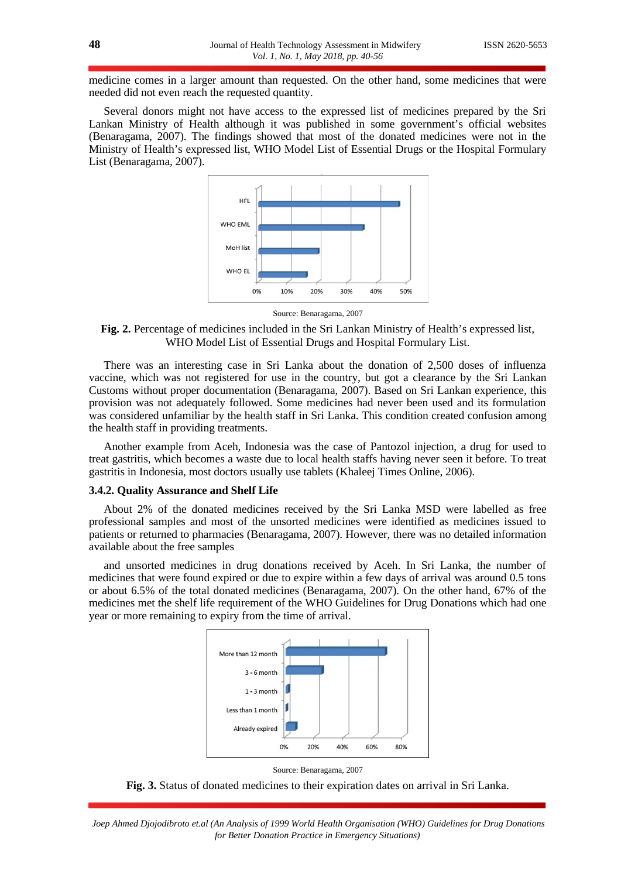medicine comes in a larger amount than requested. On the other hand, some medicines that were needed did not even reach the requested quantity.

Several donors might not have access to the expressed list of medicines prepared by the Sri Lankan Ministry of Health although it was published in some government's official websites (Benaragama, 2007). The findings showed that most of the donated medicines were not in the Ministry of Health's expressed list, WHO Model List of Essential Drugs or the Hospital Formulary List (Benaragama, 2007).

Source: Benaragama, 2007

**Fig. 2.** Percentage of medicines included in the Sri Lankan Ministry of Health's expressed list, WHO Model List of Essential Drugs and Hospital Formulary List.

There was an interesting case in Sri Lanka about the donation of 2,500 doses of influenza vaccine, which was not registered for use in the country, but got a clearance by the Sri Lankan Customs without proper documentation (Benaragama, 2007). Based on Sri Lankan experience, this provision was not adequately followed. Some medicines had never been used and its formulation was considered unfamiliar by the health staff in Sri Lanka. This condition created confusion among the health staff in providing treatments.

Another example from Aceh, Indonesia was the case of Pantozol injection, a drug for used to treat gastritis, which becomes a waste due to local health staffs having never seen it before. To treat gastritis in Indonesia, most doctors usually use tablets (Khaleej Times Online, 2006).

### 3.4.2. Quality Assurance and Shelf Life

About 2% of the donated medicines received by the Sri Lanka MSD were labelled as free professional samples and most of the unsorted medicines were identified as medicines issued to patients or returned to pharmacies (Benaragama, 2007). However, there was no detailed information available about the free samples

and unsorted medicines in drug donations received by Aceh. In Sri Lanka, the number of medicines that were found expired or due to expire within a few days of arrival was around 0.5 tons or about 6.5% of the total donated medicines (Benaragama, 2007). On the other hand, 67% of the medicines met the shelf life requirement of the WHO Guidelines for Drug Donations which had one year or more remaining to expiry from the time of arrival.

Source: Benaragama, 2007

**Fig. 3.** Status of donated medicines to their expiration dates on arrival in Sri Lanka.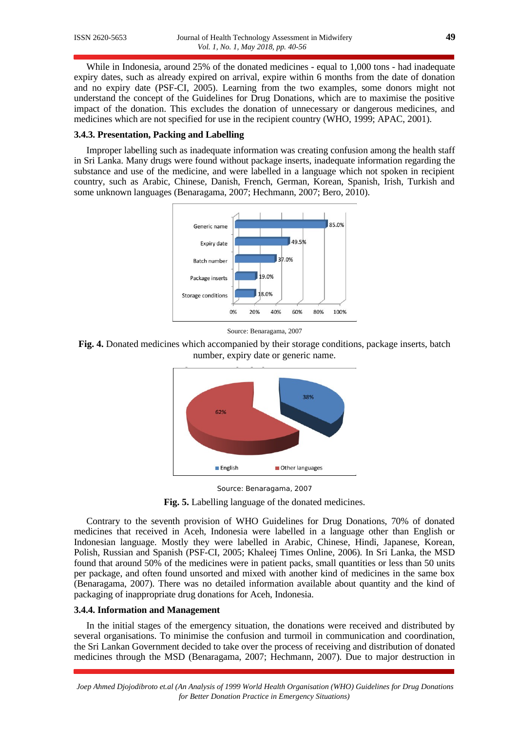While in Indonesia, around 25% of the donated medicines - equal to 1,000 tons - had inadequate expiry dates, such as already expired on arrival, expire within 6 months from the date of donation and no expiry date (PSF-CI, 2005). Learning from the two examples, some donors might not understand the concept of the Guidelines for Drug Donations, which are to maximise the positive impact of the donation. This excludes the donation of unnecessary or dangerous medicines, and medicines which are not specified for use in the recipient country (WHO, 1999; APAC, 2001).

### 3.4.3. Presentation, Packing and Labelling

Improper labelling such as inadequate information was creating confusion among the health staff in Sri Lanka. Many drugs were found without package inserts, inadequate information regarding the substance and use of the medicine, and were labelled in a language which not spoken in recipient country, such as Arabic, Chinese, Danish, French, German, Korean, Spanish, Irish, Turkish and some unknown languages (Benaragama, 2007; Hechmann, 2007; Bero, 2010).

| | |
|---|---|
| Generic name | 85.0% |
| Expiry date | 49.5% |
| Batch number | 37.0% |
| Package inserts | 19.0% |
| Storage conditions | 18.0% |

Source: Benaragama, 2007

**Fig. 4.** Donated medicines which accompanied by their storage conditions, package inserts, batch number, expiry date or generic name.

| Language | Share |
|---|---|
| English | 38% |
| Other languages | 62% |

Source: Benaragama, 2007

**Fig. 5.** Labelling language of the donated medicines.

Contrary to the seventh provision of WHO Guidelines for Drug Donations, 70% of donated medicines that received in Aceh, Indonesia were labelled in a language other than English or Indonesian language. Mostly they were labelled in Arabic, Chinese, Hindi, Japanese, Korean, Polish, Russian and Spanish (PSF-CI, 2005; Khaleej Times Online, 2006). In Sri Lanka, the MSD found that around 50% of the medicines were in patient packs, small quantities or less than 50 units per package, and often found unsorted and mixed with another kind of medicines in the same box (Benaragama, 2007). There was no detailed information available about quantity and the kind of packaging of inappropriate drug donations for Aceh, Indonesia.

### 3.4.4. Information and Management

In the initial stages of the emergency situation, the donations were received and distributed by several organisations. To minimise the confusion and turmoil in communication and coordination, the Sri Lankan Government decided to take over the process of receiving and distribution of donated medicines through the MSD (Benaragama, 2007; Hechmann, 2007). Due to major destruction in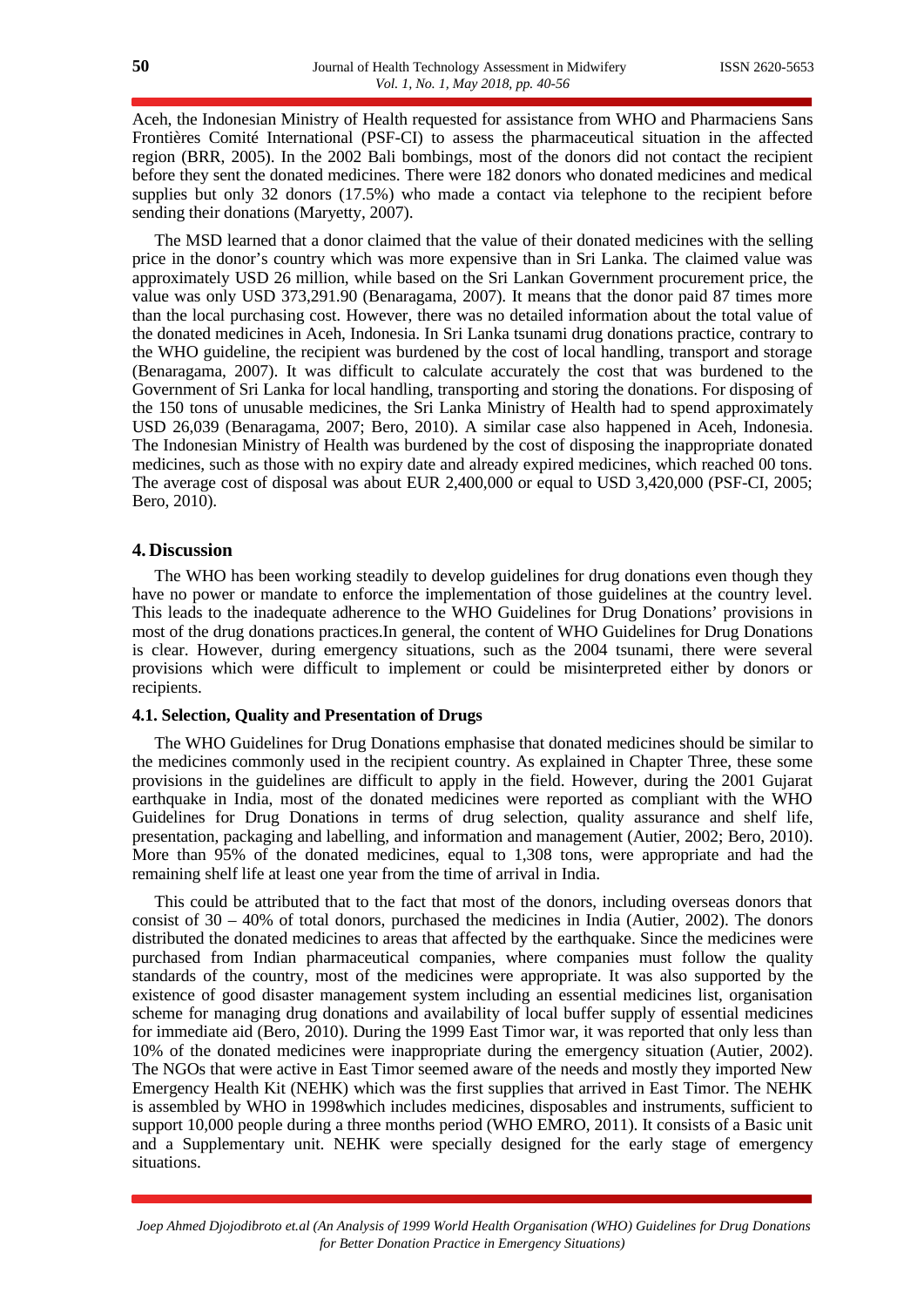Aceh, the Indonesian Ministry of Health requested for assistance from WHO and Pharmaciens Sans Frontières Comité International (PSF-CI) to assess the pharmaceutical situation in the affected region (BRR, 2005). In the 2002 Bali bombings, most of the donors did not contact the recipient before they sent the donated medicines. There were 182 donors who donated medicines and medical supplies but only 32 donors (17.5%) who made a contact via telephone to the recipient before sending their donations (Maryetty, 2007).

The MSD learned that a donor claimed that the value of their donated medicines with the selling price in the donor's country which was more expensive than in Sri Lanka. The claimed value was approximately USD 26 million, while based on the Sri Lankan Government procurement price, the value was only USD 373,291.90 (Benaragama, 2007). It means that the donor paid 87 times more than the local purchasing cost. However, there was no detailed information about the total value of the donated medicines in Aceh, Indonesia. In Sri Lanka tsunami drug donations practice, contrary to the WHO guideline, the recipient was burdened by the cost of local handling, transport and storage (Benaragama, 2007). It was difficult to calculate accurately the cost that was burdened to the Government of Sri Lanka for local handling, transporting and storing the donations. For disposing of the 150 tons of unusable medicines, the Sri Lanka Ministry of Health had to spend approximately USD 26,039 (Benaragama, 2007; Bero, 2010). A similar case also happened in Aceh, Indonesia. The Indonesian Ministry of Health was burdened by the cost of disposing the inappropriate donated medicines, such as those with no expiry date and already expired medicines, which reached 00 tons. The average cost of disposal was about EUR 2,400,000 or equal to USD 3,420,000 (PSF-CI, 2005; Bero, 2010).

## 4. Discussion

The WHO has been working steadily to develop guidelines for drug donations even though they have no power or mandate to enforce the implementation of those guidelines at the country level. This leads to the inadequate adherence to the WHO Guidelines for Drug Donations' provisions in most of the drug donations practices.In general, the content of WHO Guidelines for Drug Donations is clear. However, during emergency situations, such as the 2004 tsunami, there were several provisions which were difficult to implement or could be misinterpreted either by donors or recipients.

### 4.1. Selection, Quality and Presentation of Drugs

The WHO Guidelines for Drug Donations emphasise that donated medicines should be similar to the medicines commonly used in the recipient country. As explained in Chapter Three, these some provisions in the guidelines are difficult to apply in the field. However, during the 2001 Gujarat earthquake in India, most of the donated medicines were reported as compliant with the WHO Guidelines for Drug Donations in terms of drug selection, quality assurance and shelf life, presentation, packaging and labelling, and information and management (Autier, 2002; Bero, 2010). More than 95% of the donated medicines, equal to 1,308 tons, were appropriate and had the remaining shelf life at least one year from the time of arrival in India.

This could be attributed that to the fact that most of the donors, including overseas donors that consist of 30 – 40% of total donors, purchased the medicines in India (Autier, 2002). The donors distributed the donated medicines to areas that affected by the earthquake. Since the medicines were purchased from Indian pharmaceutical companies, where companies must follow the quality standards of the country, most of the medicines were appropriate. It was also supported by the existence of good disaster management system including an essential medicines list, organisation scheme for managing drug donations and availability of local buffer supply of essential medicines for immediate aid (Bero, 2010). During the 1999 East Timor war, it was reported that only less than 10% of the donated medicines were inappropriate during the emergency situation (Autier, 2002). The NGOs that were active in East Timor seemed aware of the needs and mostly they imported New Emergency Health Kit (NEHK) which was the first supplies that arrived in East Timor. The NEHK is assembled by WHO in 1998which includes medicines, disposables and instruments, sufficient to support 10,000 people during a three months period (WHO EMRO, 2011). It consists of a Basic unit and a Supplementary unit. NEHK were specially designed for the early stage of emergency situations.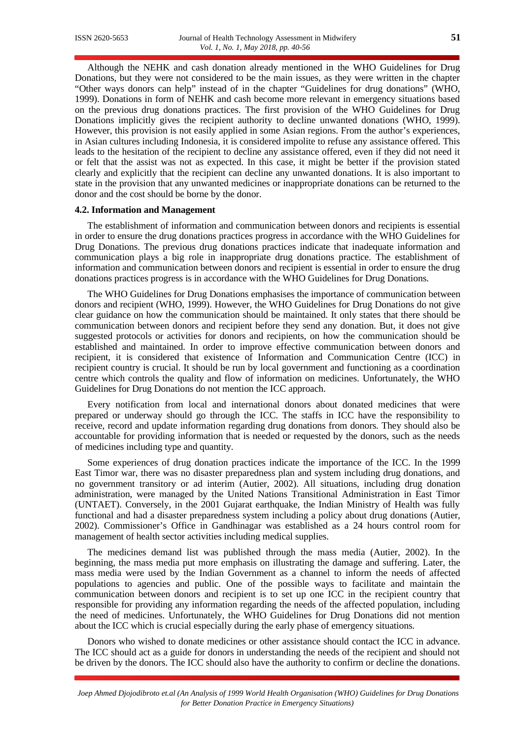Although the NEHK and cash donation already mentioned in the WHO Guidelines for Drug Donations, but they were not considered to be the main issues, as they were written in the chapter "Other ways donors can help" instead of in the chapter "Guidelines for drug donations" (WHO, 1999). Donations in form of NEHK and cash become more relevant in emergency situations based on the previous drug donations practices. The first provision of the WHO Guidelines for Drug Donations implicitly gives the recipient authority to decline unwanted donations (WHO, 1999). However, this provision is not easily applied in some Asian regions. From the author's experiences, in Asian cultures including Indonesia, it is considered impolite to refuse any assistance offered. This leads to the hesitation of the recipient to decline any assistance offered, even if they did not need it or felt that the assist was not as expected. In this case, it might be better if the provision stated clearly and explicitly that the recipient can decline any unwanted donations. It is also important to state in the provision that any unwanted medicines or inappropriate donations can be returned to the donor and the cost should be borne by the donor.

### 4.2. Information and Management

The establishment of information and communication between donors and recipients is essential in order to ensure the drug donations practices progress in accordance with the WHO Guidelines for Drug Donations. The previous drug donations practices indicate that inadequate information and communication plays a big role in inappropriate drug donations practice. The establishment of information and communication between donors and recipient is essential in order to ensure the drug donations practices progress is in accordance with the WHO Guidelines for Drug Donations.

The WHO Guidelines for Drug Donations emphasises the importance of communication between donors and recipient (WHO, 1999). However, the WHO Guidelines for Drug Donations do not give clear guidance on how the communication should be maintained. It only states that there should be communication between donors and recipient before they send any donation. But, it does not give suggested protocols or activities for donors and recipients, on how the communication should be established and maintained. In order to improve effective communication between donors and recipient, it is considered that existence of Information and Communication Centre (ICC) in recipient country is crucial. It should be run by local government and functioning as a coordination centre which controls the quality and flow of information on medicines. Unfortunately, the WHO Guidelines for Drug Donations do not mention the ICC approach.

Every notification from local and international donors about donated medicines that were prepared or underway should go through the ICC. The staffs in ICC have the responsibility to receive, record and update information regarding drug donations from donors. They should also be accountable for providing information that is needed or requested by the donors, such as the needs of medicines including type and quantity.

Some experiences of drug donation practices indicate the importance of the ICC. In the 1999 East Timor war, there was no disaster preparedness plan and system including drug donations, and no government transitory or ad interim (Autier, 2002). All situations, including drug donation administration, were managed by the United Nations Transitional Administration in East Timor (UNTAET). Conversely, in the 2001 Gujarat earthquake, the Indian Ministry of Health was fully functional and had a disaster preparedness system including a policy about drug donations (Autier, 2002). Commissioner's Office in Gandhinagar was established as a 24 hours control room for management of health sector activities including medical supplies.

The medicines demand list was published through the mass media (Autier, 2002). In the beginning, the mass media put more emphasis on illustrating the damage and suffering. Later, the mass media were used by the Indian Government as a channel to inform the needs of affected populations to agencies and public. One of the possible ways to facilitate and maintain the communication between donors and recipient is to set up one ICC in the recipient country that responsible for providing any information regarding the needs of the affected population, including the need of medicines. Unfortunately, the WHO Guidelines for Drug Donations did not mention about the ICC which is crucial especially during the early phase of emergency situations.

Donors who wished to donate medicines or other assistance should contact the ICC in advance. The ICC should act as a guide for donors in understanding the needs of the recipient and should not be driven by the donors. The ICC should also have the authority to confirm or decline the donations.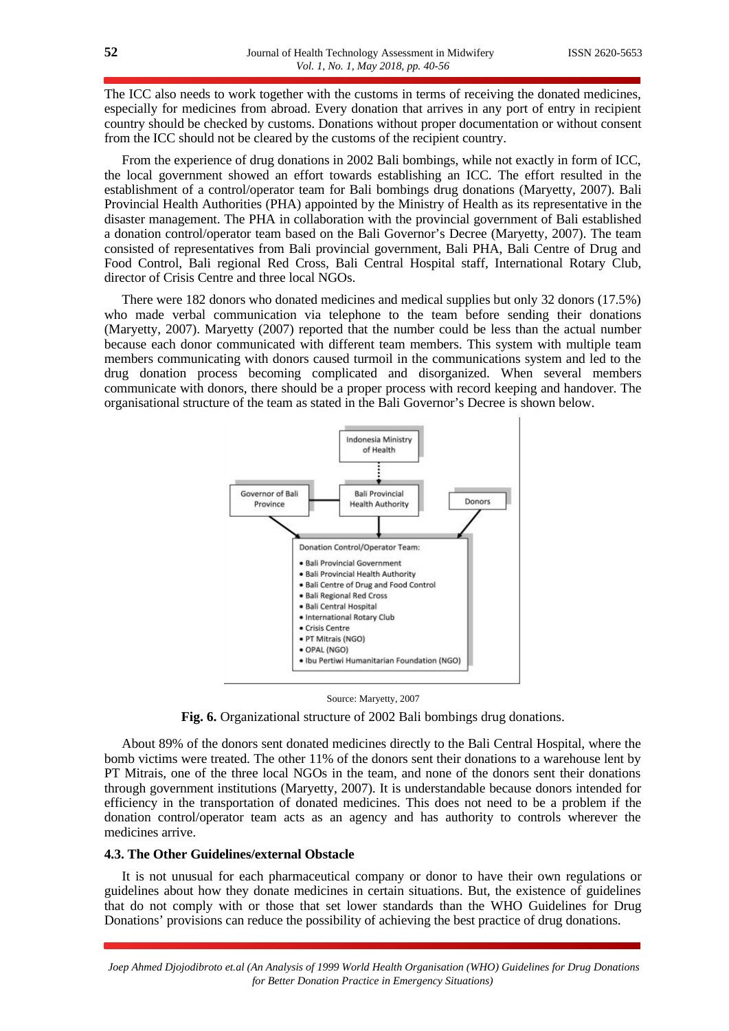The ICC also needs to work together with the customs in terms of receiving the donated medicines, especially for medicines from abroad. Every donation that arrives in any port of entry in recipient country should be checked by customs. Donations without proper documentation or without consent from the ICC should not be cleared by the customs of the recipient country.

From the experience of drug donations in 2002 Bali bombings, while not exactly in form of ICC, the local government showed an effort towards establishing an ICC. The effort resulted in the establishment of a control/operator team for Bali bombings drug donations (Maryetty, 2007). Bali Provincial Health Authorities (PHA) appointed by the Ministry of Health as its representative in the disaster management. The PHA in collaboration with the provincial government of Bali established a donation control/operator team based on the Bali Governor's Decree (Maryetty, 2007). The team consisted of representatives from Bali provincial government, Bali PHA, Bali Centre of Drug and Food Control, Bali regional Red Cross, Bali Central Hospital staff, International Rotary Club, director of Crisis Centre and three local NGOs.

There were 182 donors who donated medicines and medical supplies but only 32 donors (17.5%) who made verbal communication via telephone to the team before sending their donations (Maryetty, 2007). Maryetty (2007) reported that the number could be less than the actual number because each donor communicated with different team members. This system with multiple team members communicating with donors caused turmoil in the communications system and led to the drug donation process becoming complicated and disorganized. When several members communicate with donors, there should be a proper process with record keeping and handover. The organisational structure of the team as stated in the Bali Governor's Decree is shown below.

Indonesia Ministry of Health

Governor of Bali Province

Bali Provincial Health Authority

Donors

Donation Control/Operator Team:
- Bali Provincial Government
- Bali Provincial Health Authority
- Bali Centre of Drug and Food Control
- Bali Regional Red Cross
- Bali Central Hospital
- International Rotary Club
- Crisis Centre
- PT Mitrais (NGO)
- OPAL (NGO)
- Ibu Pertiwi Humanitarian Foundation (NGO)

Source: Maryetty, 2007

**Fig. 6.** Organizational structure of 2002 Bali bombings drug donations.

About 89% of the donors sent donated medicines directly to the Bali Central Hospital, where the bomb victims were treated. The other 11% of the donors sent their donations to a warehouse lent by PT Mitrais, one of the three local NGOs in the team, and none of the donors sent their donations through government institutions (Maryetty, 2007). It is understandable because donors intended for efficiency in the transportation of donated medicines. This does not need to be a problem if the donation control/operator team acts as an agency and has authority to controls wherever the medicines arrive.

### 4.3. The Other Guidelines/external Obstacle

It is not unusual for each pharmaceutical company or donor to have their own regulations or guidelines about how they donate medicines in certain situations. But, the existence of guidelines that do not comply with or those that set lower standards than the WHO Guidelines for Drug Donations' provisions can reduce the possibility of achieving the best practice of drug donations.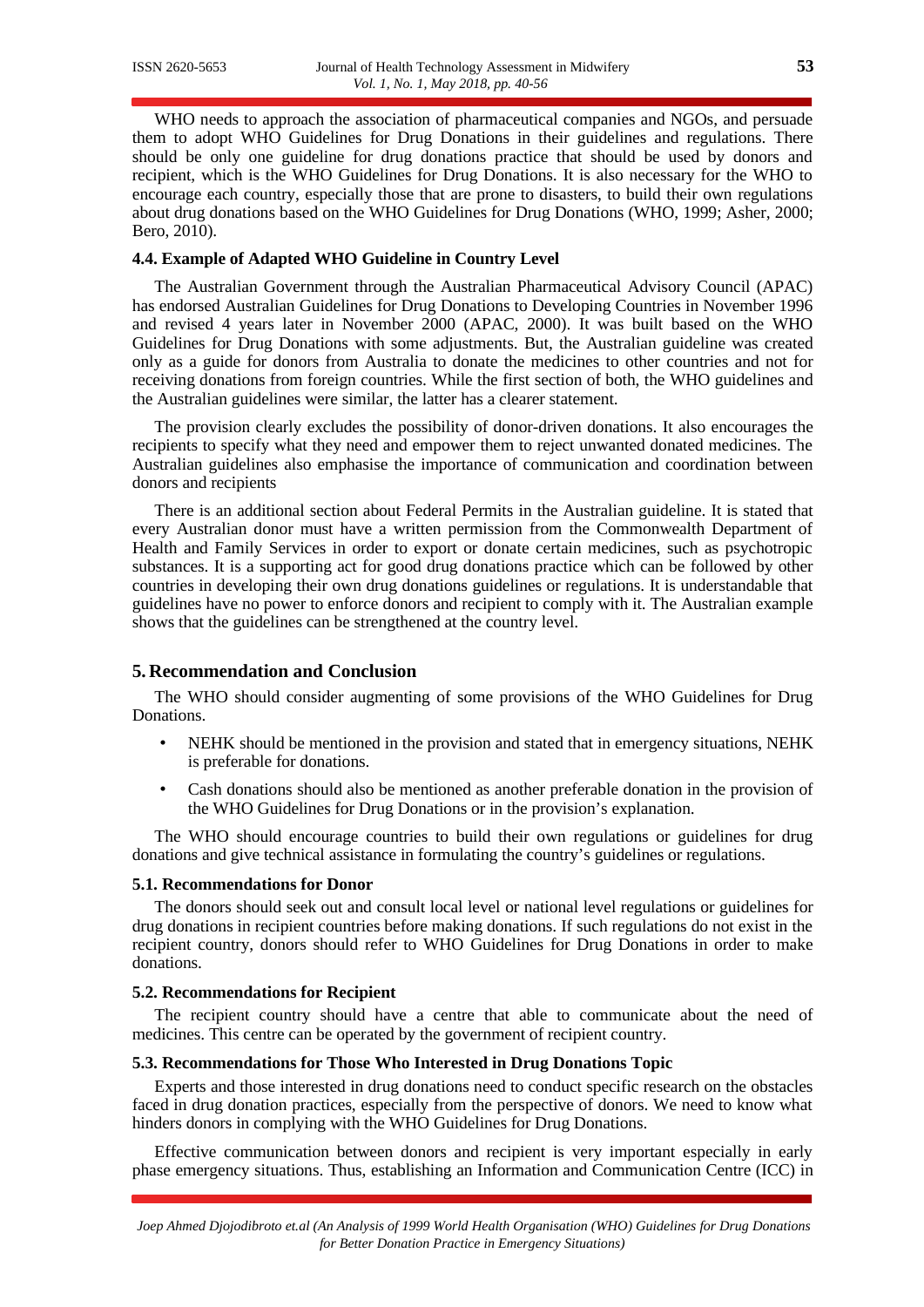WHO needs to approach the association of pharmaceutical companies and NGOs, and persuade them to adopt WHO Guidelines for Drug Donations in their guidelines and regulations. There should be only one guideline for drug donations practice that should be used by donors and recipient, which is the WHO Guidelines for Drug Donations. It is also necessary for the WHO to encourage each country, especially those that are prone to disasters, to build their own regulations about drug donations based on the WHO Guidelines for Drug Donations (WHO, 1999; Asher, 2000; Bero, 2010).

### 4.4. Example of Adapted WHO Guideline in Country Level

The Australian Government through the Australian Pharmaceutical Advisory Council (APAC) has endorsed Australian Guidelines for Drug Donations to Developing Countries in November 1996 and revised 4 years later in November 2000 (APAC, 2000). It was built based on the WHO Guidelines for Drug Donations with some adjustments. But, the Australian guideline was created only as a guide for donors from Australia to donate the medicines to other countries and not for receiving donations from foreign countries. While the first section of both, the WHO guidelines and the Australian guidelines were similar, the latter has a clearer statement.

The provision clearly excludes the possibility of donor-driven donations. It also encourages the recipients to specify what they need and empower them to reject unwanted donated medicines. The Australian guidelines also emphasise the importance of communication and coordination between donors and recipients

There is an additional section about Federal Permits in the Australian guideline. It is stated that every Australian donor must have a written permission from the Commonwealth Department of Health and Family Services in order to export or donate certain medicines, such as psychotropic substances. It is a supporting act for good drug donations practice which can be followed by other countries in developing their own drug donations guidelines or regulations. It is understandable that guidelines have no power to enforce donors and recipient to comply with it. The Australian example shows that the guidelines can be strengthened at the country level.

## 5. Recommendation and Conclusion

The WHO should consider augmenting of some provisions of the WHO Guidelines for Drug Donations.

- NEHK should be mentioned in the provision and stated that in emergency situations, NEHK is preferable for donations.
- Cash donations should also be mentioned as another preferable donation in the provision of the WHO Guidelines for Drug Donations or in the provision's explanation.

The WHO should encourage countries to build their own regulations or guidelines for drug donations and give technical assistance in formulating the country's guidelines or regulations.

### 5.1. Recommendations for Donor

The donors should seek out and consult local level or national level regulations or guidelines for drug donations in recipient countries before making donations. If such regulations do not exist in the recipient country, donors should refer to WHO Guidelines for Drug Donations in order to make donations.

### 5.2. Recommendations for Recipient

The recipient country should have a centre that able to communicate about the need of medicines. This centre can be operated by the government of recipient country.

### 5.3. Recommendations for Those Who Interested in Drug Donations Topic

Experts and those interested in drug donations need to conduct specific research on the obstacles faced in drug donation practices, especially from the perspective of donors. We need to know what hinders donors in complying with the WHO Guidelines for Drug Donations.

Effective communication between donors and recipient is very important especially in early phase emergency situations. Thus, establishing an Information and Communication Centre (ICC) in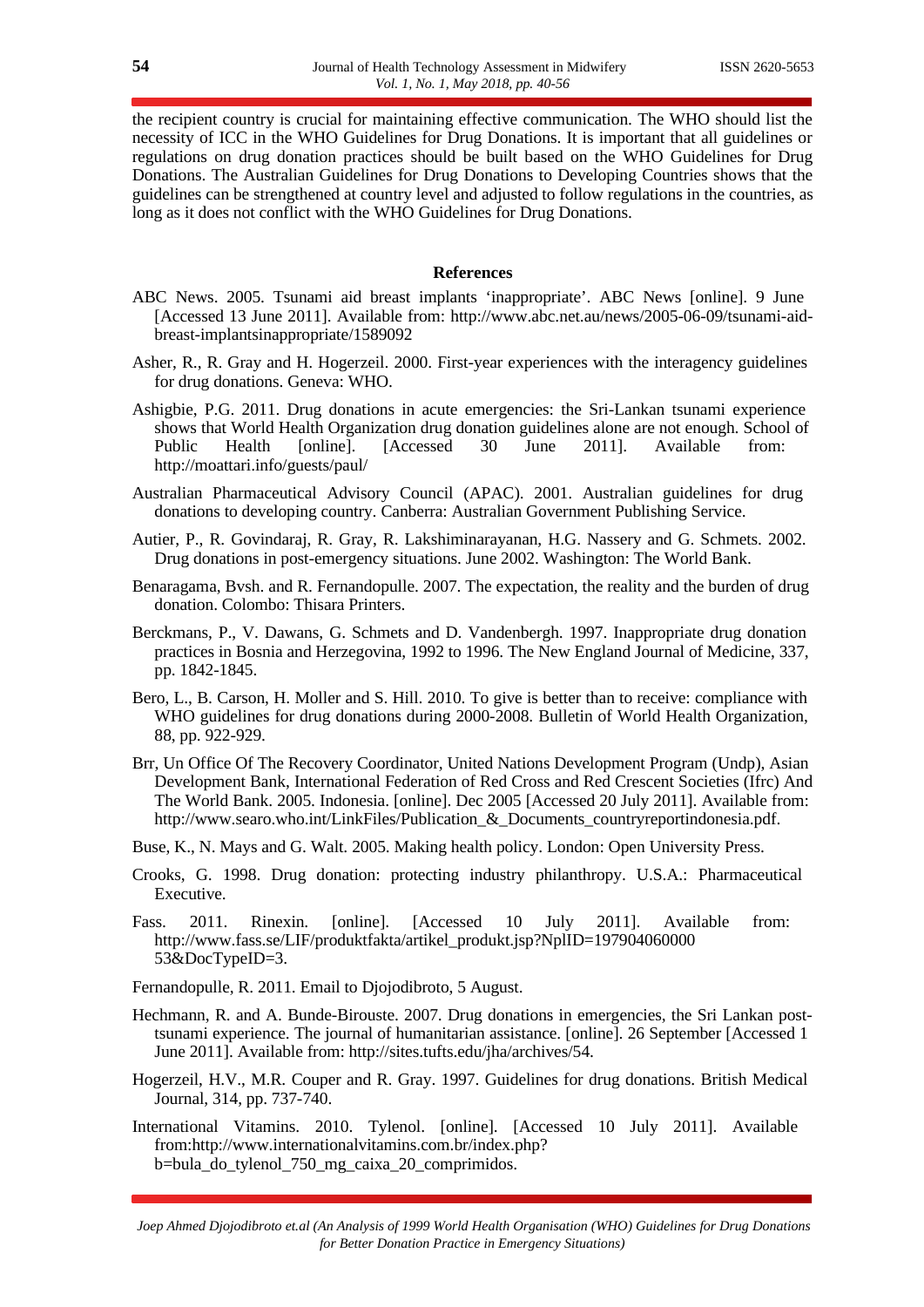the recipient country is crucial for maintaining effective communication. The WHO should list the necessity of ICC in the WHO Guidelines for Drug Donations. It is important that all guidelines or regulations on drug donation practices should be built based on the WHO Guidelines for Drug Donations. The Australian Guidelines for Drug Donations to Developing Countries shows that the guidelines can be strengthened at country level and adjusted to follow regulations in the countries, as long as it does not conflict with the WHO Guidelines for Drug Donations.

## References

ABC News. 2005. Tsunami aid breast implants 'inappropriate'. ABC News [online]. 9 June [Accessed 13 June 2011]. Available from: http://www.abc.net.au/news/2005-06-09/tsunami-aid-breast-implantsinappropriate/1589092

Asher, R., R. Gray and H. Hogerzeil. 2000. First-year experiences with the interagency guidelines for drug donations. Geneva: WHO.

Ashigbie, P.G. 2011. Drug donations in acute emergencies: the Sri-Lankan tsunami experience shows that World Health Organization drug donation guidelines alone are not enough. School of Public Health [online]. [Accessed 30 June 2011]. Available from: http://moattari.info/guests/paul/

Australian Pharmaceutical Advisory Council (APAC). 2001. Australian guidelines for drug donations to developing country. Canberra: Australian Government Publishing Service.

Autier, P., R. Govindaraj, R. Gray, R. Lakshiminarayanan, H.G. Nassery and G. Schmets. 2002. Drug donations in post-emergency situations. June 2002. Washington: The World Bank.

Benaragama, Bvsh. and R. Fernandopulle. 2007. The expectation, the reality and the burden of drug donation. Colombo: Thisara Printers.

Berckmans, P., V. Dawans, G. Schmets and D. Vandenbergh. 1997. Inappropriate drug donation practices in Bosnia and Herzegovina, 1992 to 1996. The New England Journal of Medicine, 337, pp. 1842-1845.

Bero, L., B. Carson, H. Moller and S. Hill. 2010. To give is better than to receive: compliance with WHO guidelines for drug donations during 2000-2008. Bulletin of World Health Organization, 88, pp. 922-929.

Brr, Un Office Of The Recovery Coordinator, United Nations Development Program (Undp), Asian Development Bank, International Federation of Red Cross and Red Crescent Societies (Ifrc) And The World Bank. 2005. Indonesia. [online]. Dec 2005 [Accessed 20 July 2011]. Available from: http://www.searo.who.int/LinkFiles/Publication_&_Documents_countryreportindonesia.pdf.

Buse, K., N. Mays and G. Walt. 2005. Making health policy. London: Open University Press.

Crooks, G. 1998. Drug donation: protecting industry philanthropy. U.S.A.: Pharmaceutical Executive.

Fass. 2011. Rinexin. [online]. [Accessed 10 July 2011]. Available from: http://www.fass.se/LIF/produktfakta/artikel_produkt.jsp?NplID=197904060000 53&DocTypeID=3.

Fernandopulle, R. 2011. Email to Djojodibroto, 5 August.

Hechmann, R. and A. Bunde-Birouste. 2007. Drug donations in emergencies, the Sri Lankan post-tsunami experience. The journal of humanitarian assistance. [online]. 26 September [Accessed 1 June 2011]. Available from: http://sites.tufts.edu/jha/archives/54.

Hogerzeil, H.V., M.R. Couper and R. Gray. 1997. Guidelines for drug donations. British Medical Journal, 314, pp. 737-740.

International Vitamins. 2010. Tylenol. [online]. [Accessed 10 July 2011]. Available from:http://www.internationalvitamins.com.br/index.php?b=bula_do_tylenol_750_mg_caixa_20_comprimidos.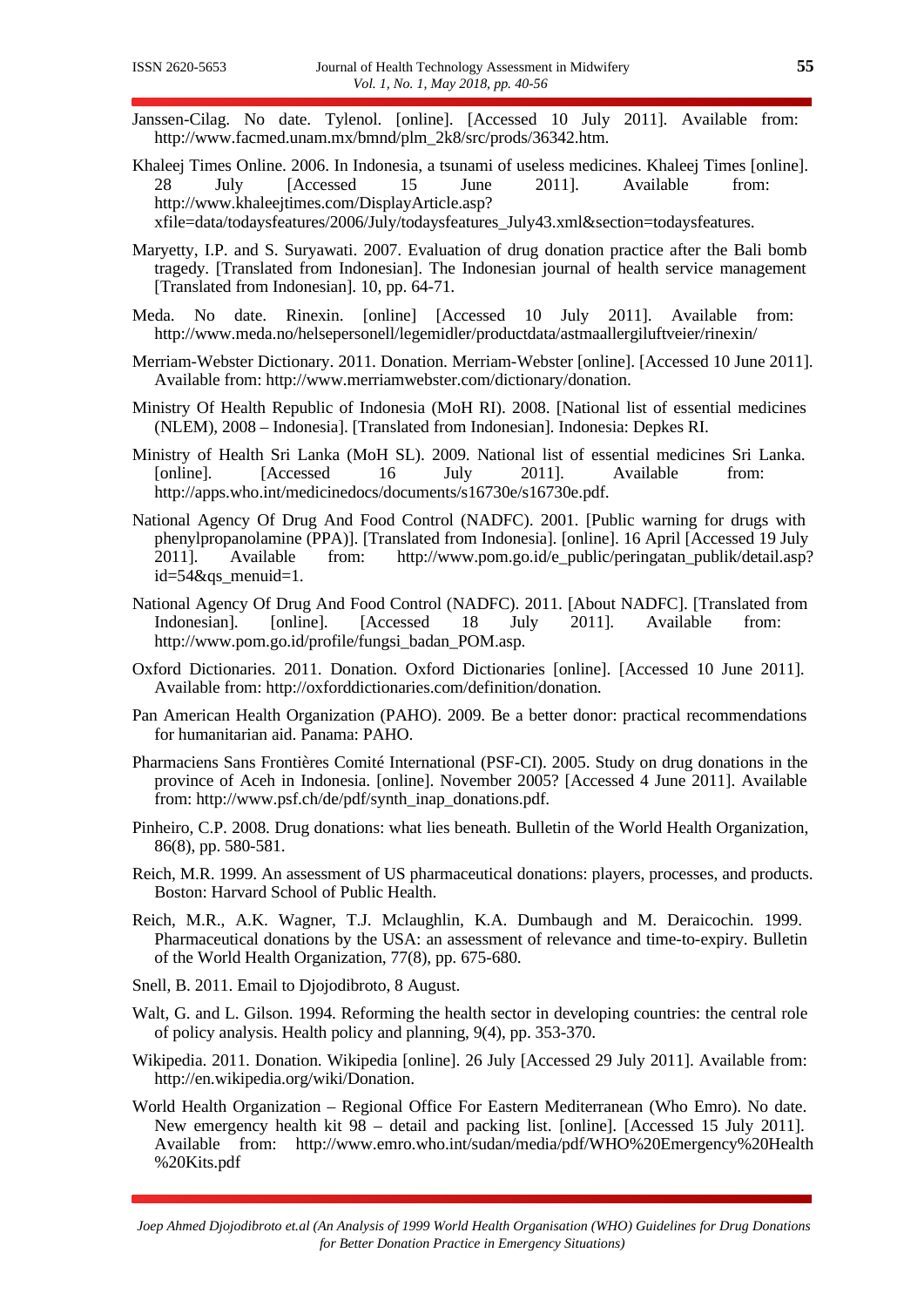Janssen-Cilag. No date. Tylenol. [online]. [Accessed 10 July 2011]. Available from: http://www.facmed.unam.mx/bmnd/plm_2k8/src/prods/36342.htm.

Khaleej Times Online. 2006. In Indonesia, a tsunami of useless medicines. Khaleej Times [online]. 28 July [Accessed 15 June 2011]. Available from: http://www.khaleejtimes.com/DisplayArticle.asp?xfile=data/todaysfeatures/2006/July/todaysfeatures_July43.xml&section=todaysfeatures.

Maryetty, I.P. and S. Suryawati. 2007. Evaluation of drug donation practice after the Bali bomb tragedy. [Translated from Indonesian]. The Indonesian journal of health service management [Translated from Indonesian]. 10, pp. 64-71.

Meda. No date. Rinexin. [online] [Accessed 10 July 2011]. Available from: http://www.meda.no/helsepersonell/legemidler/productdata/astmaallergiluftveier/rinexin/

Merriam-Webster Dictionary. 2011. Donation. Merriam-Webster [online]. [Accessed 10 June 2011]. Available from: http://www.merriamwebster.com/dictionary/donation.

Ministry Of Health Republic of Indonesia (MoH RI). 2008. [National list of essential medicines (NLEM), 2008 – Indonesia]. [Translated from Indonesian]. Indonesia: Depkes RI.

Ministry of Health Sri Lanka (MoH SL). 2009. National list of essential medicines Sri Lanka. [online]. [Accessed 16 July 2011]. Available from: http://apps.who.int/medicinedocs/documents/s16730e/s16730e.pdf.

National Agency Of Drug And Food Control (NADFC). 2001. [Public warning for drugs with phenylpropanolamine (PPA)]. [Translated from Indonesia]. [online]. 16 April [Accessed 19 July 2011]. Available from: http://www.pom.go.id/e_public/peringatan_publik/detail.asp?id=54&qs_menuid=1.

National Agency Of Drug And Food Control (NADFC). 2011. [About NADFC]. [Translated from Indonesian]. [online]. [Accessed 18 July 2011]. Available from: http://www.pom.go.id/profile/fungsi_badan_POM.asp.

Oxford Dictionaries. 2011. Donation. Oxford Dictionaries [online]. [Accessed 10 June 2011]. Available from: http://oxforddictionaries.com/definition/donation.

Pan American Health Organization (PAHO). 2009. Be a better donor: practical recommendations for humanitarian aid. Panama: PAHO.

Pharmaciens Sans Frontières Comité International (PSF-CI). 2005. Study on drug donations in the province of Aceh in Indonesia. [online]. November 2005? [Accessed 4 June 2011]. Available from: http://www.psf.ch/de/pdf/synth_inap_donations.pdf.

Pinheiro, C.P. 2008. Drug donations: what lies beneath. Bulletin of the World Health Organization, 86(8), pp. 580-581.

Reich, M.R. 1999. An assessment of US pharmaceutical donations: players, processes, and products. Boston: Harvard School of Public Health.

Reich, M.R., A.K. Wagner, T.J. Mclaughlin, K.A. Dumbaugh and M. Deraicochin. 1999. Pharmaceutical donations by the USA: an assessment of relevance and time-to-expiry. Bulletin of the World Health Organization, 77(8), pp. 675-680.

Snell, B. 2011. Email to Djojodibroto, 8 August.

Walt, G. and L. Gilson. 1994. Reforming the health sector in developing countries: the central role of policy analysis. Health policy and planning, 9(4), pp. 353-370.

Wikipedia. 2011. Donation. Wikipedia [online]. 26 July [Accessed 29 July 2011]. Available from: http://en.wikipedia.org/wiki/Donation.

World Health Organization – Regional Office For Eastern Mediterranean (Who Emro). No date. New emergency health kit 98 – detail and packing list. [online]. [Accessed 15 July 2011]. Available from: http://www.emro.who.int/sudan/media/pdf/WHO%20Emergency%20Health%20Kits.pdf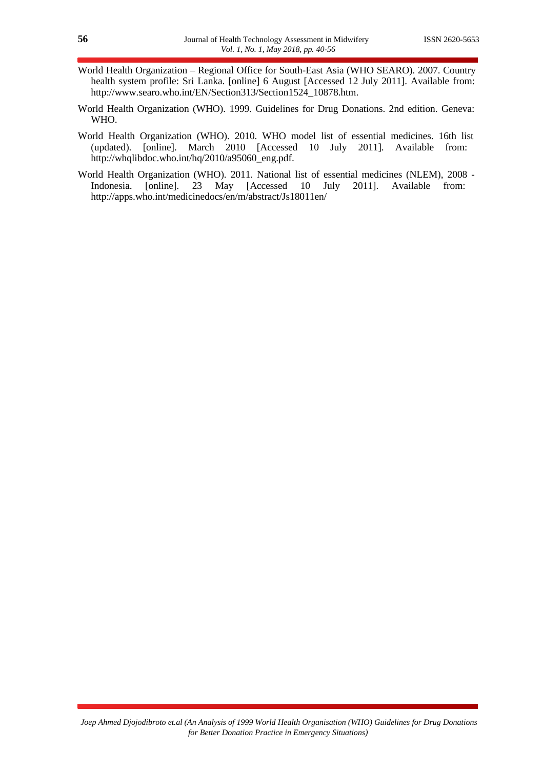World Health Organization – Regional Office for South-East Asia (WHO SEARO). 2007. Country health system profile: Sri Lanka. [online] 6 August [Accessed 12 July 2011]. Available from: http://www.searo.who.int/EN/Section313/Section1524_10878.htm.

World Health Organization (WHO). 1999. Guidelines for Drug Donations. 2nd edition. Geneva: WHO.

World Health Organization (WHO). 2010. WHO model list of essential medicines. 16th list (updated). [online]. March 2010 [Accessed 10 July 2011]. Available from: http://whqlibdoc.who.int/hq/2010/a95060_eng.pdf.

World Health Organization (WHO). 2011. National list of essential medicines (NLEM), 2008 - Indonesia. [online]. 23 May [Accessed 10 July 2011]. Available from: http://apps.who.int/medicinedocs/en/m/abstract/Js18011en/